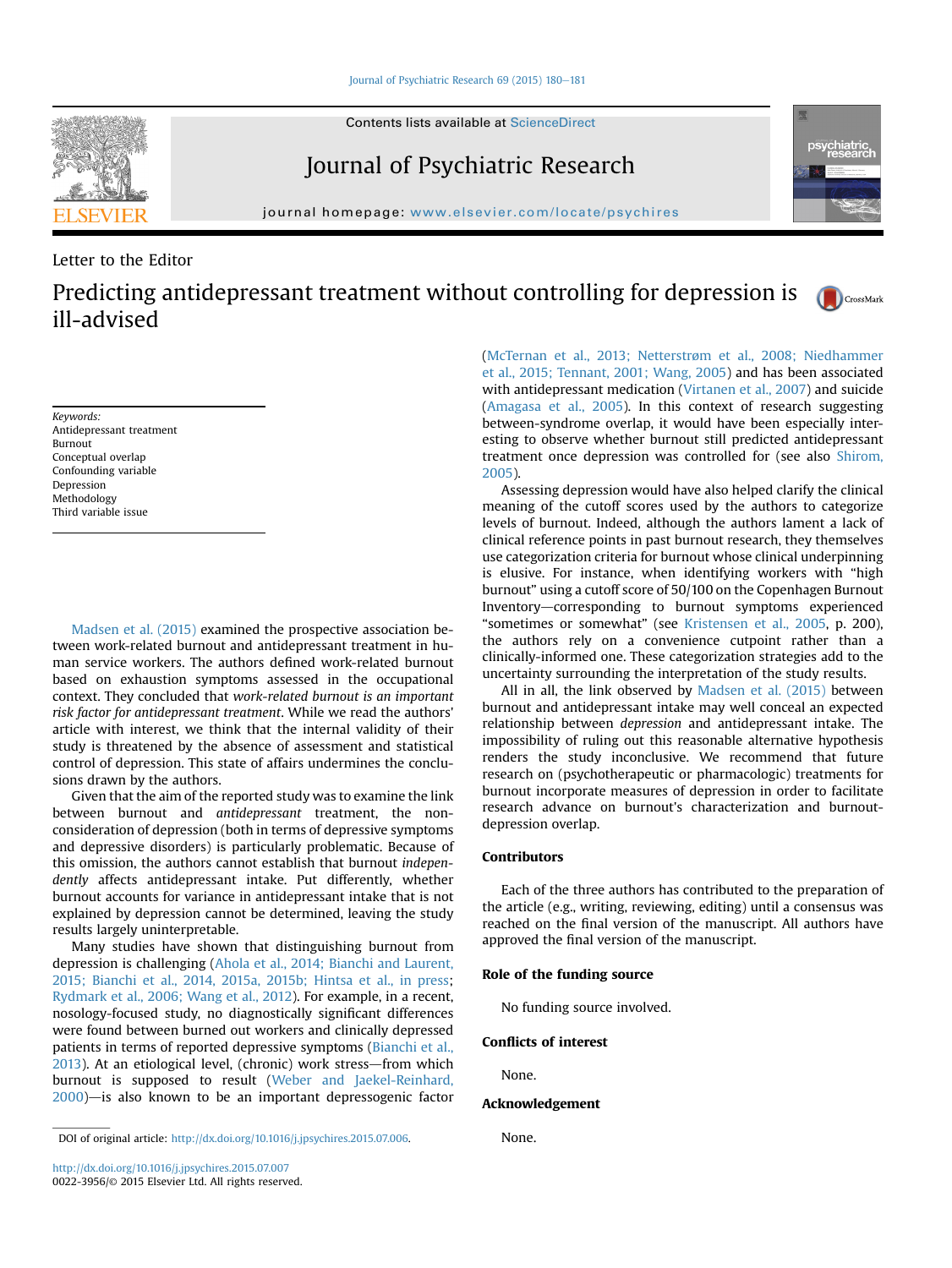Letter to the Editor

# Predicting antidepressant treatment without controlling for depression is ill-advised

Keywords:
Antidepressant treatment
Burnout
Conceptual overlap
Confounding variable
Depression
Methodology
Third variable issue

Madsen et al. (2015) examined the prospective association between work-related burnout and antidepressant treatment in human service workers. The authors defined work-related burnout based on exhaustion symptoms assessed in the occupational context. They concluded that *work-related burnout is an important risk factor for antidepressant treatment*. While we read the authors' article with interest, we think that the internal validity of their study is threatened by the absence of assessment and statistical control of depression. This state of affairs undermines the conclusions drawn by the authors.

Given that the aim of the reported study was to examine the link between burnout and *antidepressant* treatment, the non-consideration of depression (both in terms of depressive symptoms and depressive disorders) is particularly problematic. Because of this omission, the authors cannot establish that burnout *independently* affects antidepressant intake. Put differently, whether burnout accounts for variance in antidepressant intake that is not explained by depression cannot be determined, leaving the study results largely uninterpretable.

Many studies have shown that distinguishing burnout from depression is challenging (Ahola et al., 2014; Bianchi and Laurent, 2015; Bianchi et al., 2014, 2015a, 2015b; Hintsa et al., in press; Rydmark et al., 2006; Wang et al., 2012). For example, in a recent, nosology-focused study, no diagnostically significant differences were found between burned out workers and clinically depressed patients in terms of reported depressive symptoms (Bianchi et al., 2013). At an etiological level, (chronic) work stress—from which burnout is supposed to result (Weber and Jaekel-Reinhard, 2000)—is also known to be an important depressogenic factor (McTernan et al., 2013; Netterstrøm et al., 2008; Niedhammer et al., 2015; Tennant, 2001; Wang, 2005) and has been associated with antidepressant medication (Virtanen et al., 2007) and suicide (Amagasa et al., 2005). In this context of research suggesting between-syndrome overlap, it would have been especially interesting to observe whether burnout still predicted antidepressant treatment once depression was controlled for (see also Shirom, 2005).

Assessing depression would have also helped clarify the clinical meaning of the cutoff scores used by the authors to categorize levels of burnout. Indeed, although the authors lament a lack of clinical reference points in past burnout research, they themselves use categorization criteria for burnout whose clinical underpinning is elusive. For instance, when identifying workers with "high burnout" using a cutoff score of 50/100 on the Copenhagen Burnout Inventory—corresponding to burnout symptoms experienced "sometimes or somewhat" (see Kristensen et al., 2005, p. 200), the authors rely on a convenience cutpoint rather than a clinically-informed one. These categorization strategies add to the uncertainty surrounding the interpretation of the study results.

All in all, the link observed by Madsen et al. (2015) between burnout and antidepressant intake may well conceal an expected relationship between *depression* and antidepressant intake. The impossibility of ruling out this reasonable alternative hypothesis renders the study inconclusive. We recommend that future research on (psychotherapeutic or pharmacologic) treatments for burnout incorporate measures of depression in order to facilitate research advance on burnout's characterization and burnout-depression overlap.

## Contributors

Each of the three authors has contributed to the preparation of the article (e.g., writing, reviewing, editing) until a consensus was reached on the final version of the manuscript. All authors have approved the final version of the manuscript.

## Role of the funding source

No funding source involved.

## Conflicts of interest

None.

## Acknowledgement

None.

DOI of original article: http://dx.doi.org/10.1016/j.jpsychires.2015.07.006.

http://dx.doi.org/10.1016/j.jpsychires.2015.07.007
0022-3956/© 2015 Elsevier Ltd. All rights reserved.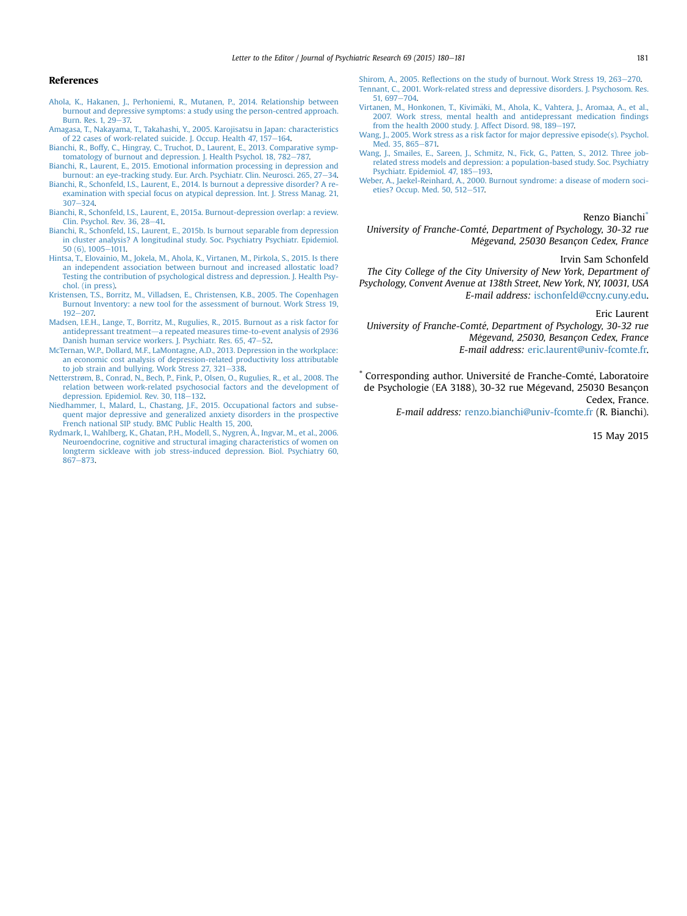## References

Ahola, K., Hakanen, J., Perhoniemi, R., Mutanen, P., 2014. Relationship between burnout and depressive symptoms: a study using the person-centred approach. Burn. Res. 1, 29–37.

Amagasa, T., Nakayama, T., Takahashi, Y., 2005. Karojisatsu in Japan: characteristics of 22 cases of work-related suicide. J. Occup. Health 47, 157–164.

Bianchi, R., Boffy, C., Hingray, C., Truchot, D., Laurent, E., 2013. Comparative symptomatology of burnout and depression. J. Health Psychol. 18, 782–787.

Bianchi, R., Laurent, E., 2015. Emotional information processing in depression and burnout: an eye-tracking study. Eur. Arch. Psychiatr. Clin. Neurosci. 265, 27–34.

Bianchi, R., Schonfeld, I.S., Laurent, E., 2014. Is burnout a depressive disorder? A reexamination with special focus on atypical depression. Int. J. Stress Manag. 21, 307–324.

Bianchi, R., Schonfeld, I.S., Laurent, E., 2015a. Burnout-depression overlap: a review. Clin. Psychol. Rev. 36, 28–41.

Bianchi, R., Schonfeld, I.S., Laurent, E., 2015b. Is burnout separable from depression in cluster analysis? A longitudinal study. Soc. Psychiatry Psychiatr. Epidemiol. 50 (6), 1005–1011.

Hintsa, T., Elovainio, M., Jokela, M., Ahola, K., Virtanen, M., Pirkola, S., 2015. Is there an independent association between burnout and increased allostatic load? Testing the contribution of psychological distress and depression. J. Health Psychol. (in press).

Kristensen, T.S., Borritz, M., Villadsen, E., Christensen, K.B., 2005. The Copenhagen Burnout Inventory: a new tool for the assessment of burnout. Work Stress 19, 192–207.

Madsen, I.E.H., Lange, T., Borritz, M., Rugulies, R., 2015. Burnout as a risk factor for antidepressant treatment—a repeated measures time-to-event analysis of 2936 Danish human service workers. J. Psychiatr. Res. 65, 47–52.

McTernan, W.P., Dollard, M.F., LaMontagne, A.D., 2013. Depression in the workplace: an economic cost analysis of depression-related productivity loss attributable to job strain and bullying. Work Stress 27, 321–338.

Netterstrøm, B., Conrad, N., Bech, P., Fink, P., Olsen, O., Rugulies, R., et al., 2008. The relation between work-related psychosocial factors and the development of depression. Epidemiol. Rev. 30, 118–132.

Niedhammer, I., Malard, L., Chastang, J.F., 2015. Occupational factors and subsequent major depressive and generalized anxiety disorders in the prospective French national SIP study. BMC Public Health 15, 200.

Rydmark, I., Wahlberg, K., Ghatan, P.H., Modell, S., Nygren, Å., Ingvar, M., et al., 2006. Neuroendocrine, cognitive and structural imaging characteristics of women on longterm sickleave with job stress-induced depression. Biol. Psychiatry 60, 867–873.

Shirom, A., 2005. Reflections on the study of burnout. Work Stress 19, 263–270.

Tennant, C., 2001. Work-related stress and depressive disorders. J. Psychosom. Res. 51, 697–704.

Virtanen, M., Honkonen, T., Kivimäki, M., Ahola, K., Vahtera, J., Aromaa, A., et al., 2007. Work stress, mental health and antidepressant medication findings from the health 2000 study. J. Affect Disord. 98, 189–197.

Wang, J., 2005. Work stress as a risk factor for major depressive episode(s). Psychol. Med. 35, 865–871.

Wang, J., Smailes, E., Sareen, J., Schmitz, N., Fick, G., Patten, S., 2012. Three job-related stress models and depression: a population-based study. Soc. Psychiatry Psychiatr. Epidemiol. 47, 185–193.

Weber, A., Jaekel-Reinhard, A., 2000. Burnout syndrome: a disease of modern societies? Occup. Med. 50, 512–517.

Renzo Bianchi*
*University of Franche-Comté, Department of Psychology, 30-32 rue Mégevand, 25030 Besançon Cedex, France*

Irvin Sam Schonfeld
*The City College of the City University of New York, Department of Psychology, Convent Avenue at 138th Street, New York, NY, 10031, USA*
*E-mail address:* ischonfeld@ccny.cuny.edu.

Eric Laurent
*University of Franche-Comté, Department of Psychology, 30-32 rue Mégevand, 25030, Besançon Cedex, France*
*E-mail address:* eric.laurent@univ-fcomte.fr.

* Corresponding author. Université de Franche-Comté, Laboratoire de Psychologie (EA 3188), 30-32 rue Mégevand, 25030 Besançon Cedex, France.
*E-mail address:* renzo.bianchi@univ-fcomte.fr (R. Bianchi).

15 May 2015